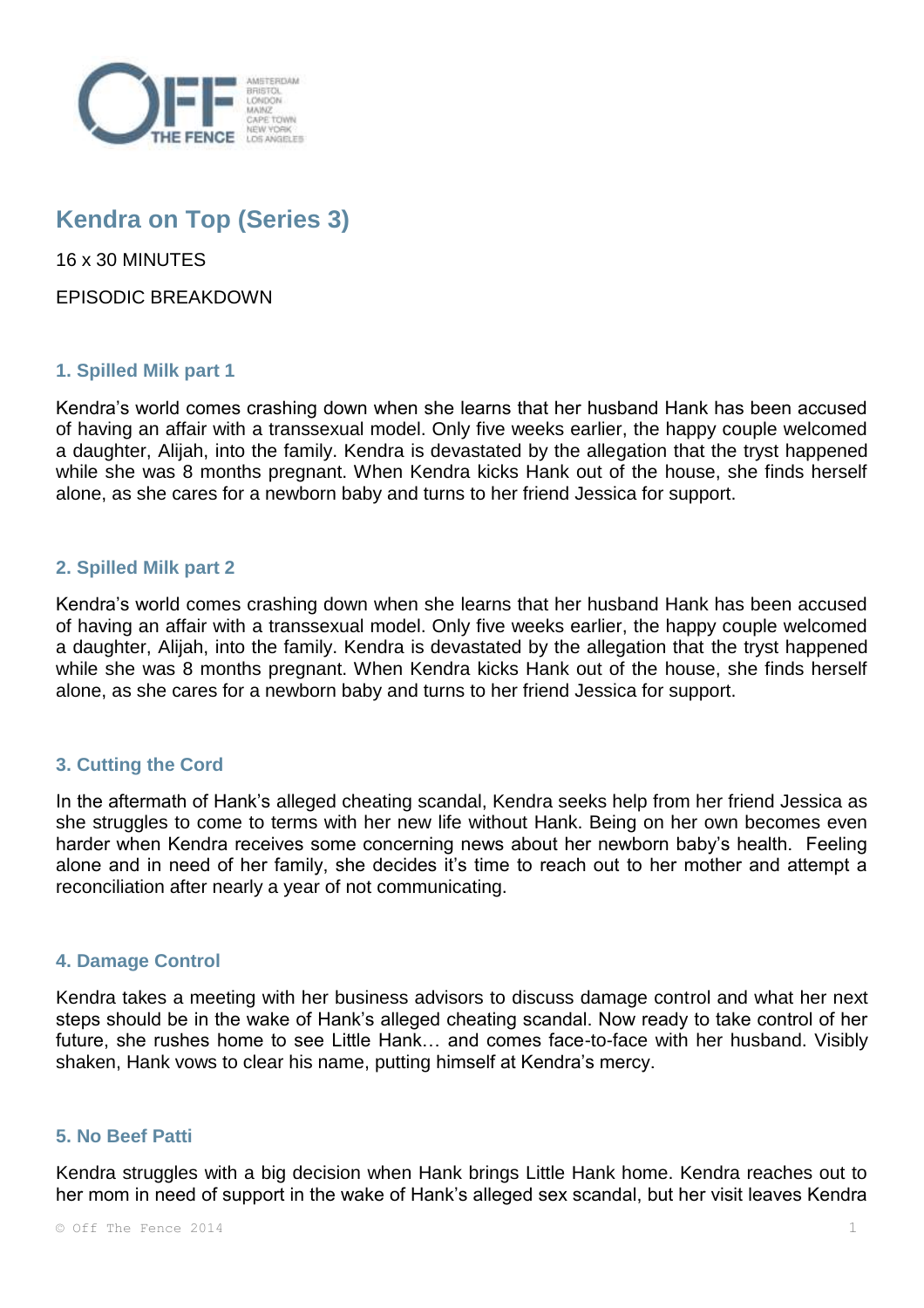# Kendra on Top (Series 3)

16 x 30 MINUTES

EPISODIC BREAKDOWN

### 1. Spilled Milk part 1

Kendra's world comes crashing down when she learns that her husband Hank has been accused of having an affair with a transsexual model. Only five weeks earlier, the happy couple welcomed a daughter, Alijah, into the family. Kendra is devastated by the allegation that the tryst happened while she was 8 months pregnant. When Kendra kicks Hank out of the house, she finds herself alone, as she cares for a newborn baby and turns to her friend Jessica for support.

### 2. Spilled Milk part 2

Kendra's world comes crashing down when she learns that her husband Hank has been accused of having an affair with a transsexual model. Only five weeks earlier, the happy couple welcomed a daughter, Alijah, into the family. Kendra is devastated by the allegation that the tryst happened while she was 8 months pregnant. When Kendra kicks Hank out of the house, she finds herself alone, as she cares for a newborn baby and turns to her friend Jessica for support.

### 3. Cutting the Cord

In the aftermath of Hank's alleged cheating scandal, Kendra seeks help from her friend Jessica as she struggles to come to terms with her new life without Hank. Being on her own becomes even harder when Kendra receives some concerning news about her newborn baby's health. Feeling alone and in need of her family, she decides it's time to reach out to her mother and attempt a reconciliation after nearly a year of not communicating.

### 4. Damage Control

Kendra takes a meeting with her business advisors to discuss damage control and what her next steps should be in the wake of Hank's alleged cheating scandal. Now ready to take control of her future, she rushes home to see Little Hank… and comes face-to-face with her husband. Visibly shaken, Hank vows to clear his name, putting himself at Kendra's mercy.

### 5. No Beef Patti

Kendra struggles with a big decision when Hank brings Little Hank home. Kendra reaches out to her mom in need of support in the wake of Hank's alleged sex scandal, but her visit leaves Kendra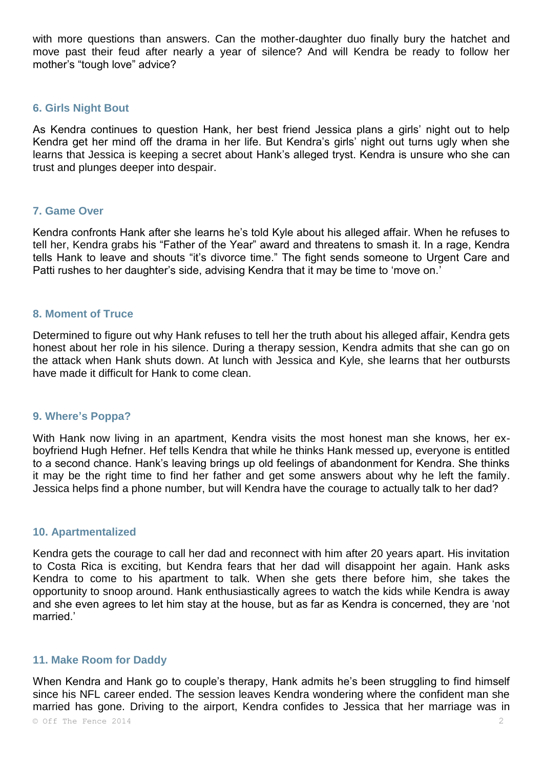with more questions than answers. Can the mother-daughter duo finally bury the hatchet and move past their feud after nearly a year of silence? And will Kendra be ready to follow her mother's "tough love" advice?

### 6. Girls Night Bout

As Kendra continues to question Hank, her best friend Jessica plans a girls' night out to help Kendra get her mind off the drama in her life. But Kendra's girls' night out turns ugly when she learns that Jessica is keeping a secret about Hank's alleged tryst. Kendra is unsure who she can trust and plunges deeper into despair.

### 7. Game Over

Kendra confronts Hank after she learns he's told Kyle about his alleged affair. When he refuses to tell her, Kendra grabs his "Father of the Year" award and threatens to smash it. In a rage, Kendra tells Hank to leave and shouts "it's divorce time." The fight sends someone to Urgent Care and Patti rushes to her daughter's side, advising Kendra that it may be time to 'move on.'

### 8. Moment of Truce

Determined to figure out why Hank refuses to tell her the truth about his alleged affair, Kendra gets honest about her role in his silence. During a therapy session, Kendra admits that she can go on the attack when Hank shuts down. At lunch with Jessica and Kyle, she learns that her outbursts have made it difficult for Hank to come clean.

### 9. Where's Poppa?

With Hank now living in an apartment, Kendra visits the most honest man she knows, her ex-boyfriend Hugh Hefner. Hef tells Kendra that while he thinks Hank messed up, everyone is entitled to a second chance. Hank's leaving brings up old feelings of abandonment for Kendra. She thinks it may be the right time to find her father and get some answers about why he left the family. Jessica helps find a phone number, but will Kendra have the courage to actually talk to her dad?

### 10. Apartmentalized

Kendra gets the courage to call her dad and reconnect with him after 20 years apart. His invitation to Costa Rica is exciting, but Kendra fears that her dad will disappoint her again. Hank asks Kendra to come to his apartment to talk. When she gets there before him, she takes the opportunity to snoop around. Hank enthusiastically agrees to watch the kids while Kendra is away and she even agrees to let him stay at the house, but as far as Kendra is concerned, they are 'not married.'

### 11. Make Room for Daddy

When Kendra and Hank go to couple's therapy, Hank admits he's been struggling to find himself since his NFL career ended. The session leaves Kendra wondering where the confident man she married has gone. Driving to the airport, Kendra confides to Jessica that her marriage was in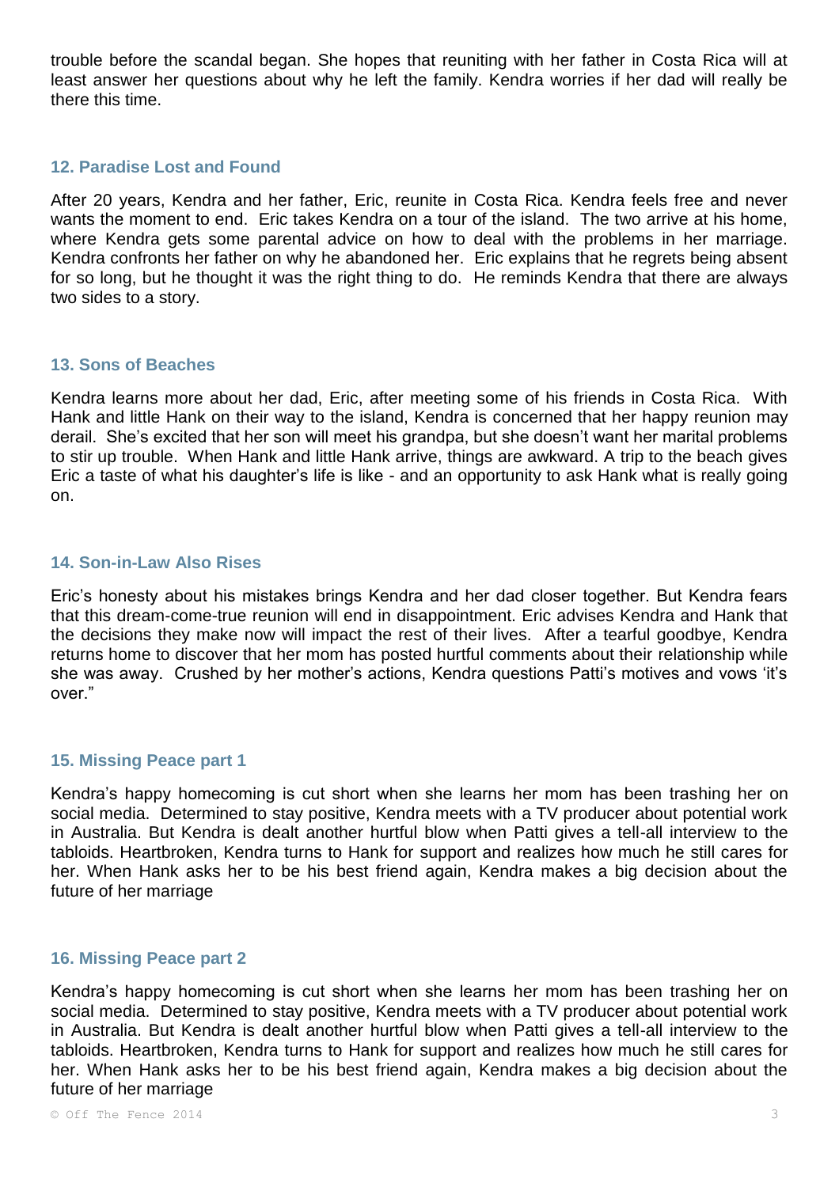trouble before the scandal began. She hopes that reuniting with her father in Costa Rica will at least answer her questions about why he left the family. Kendra worries if her dad will really be there this time.

### 12. Paradise Lost and Found

After 20 years, Kendra and her father, Eric, reunite in Costa Rica. Kendra feels free and never wants the moment to end. Eric takes Kendra on a tour of the island. The two arrive at his home, where Kendra gets some parental advice on how to deal with the problems in her marriage. Kendra confronts her father on why he abandoned her. Eric explains that he regrets being absent for so long, but he thought it was the right thing to do. He reminds Kendra that there are always two sides to a story.

### 13. Sons of Beaches

Kendra learns more about her dad, Eric, after meeting some of his friends in Costa Rica. With Hank and little Hank on their way to the island, Kendra is concerned that her happy reunion may derail. She's excited that her son will meet his grandpa, but she doesn't want her marital problems to stir up trouble. When Hank and little Hank arrive, things are awkward. A trip to the beach gives Eric a taste of what his daughter's life is like - and an opportunity to ask Hank what is really going on.

### 14. Son-in-Law Also Rises

Eric's honesty about his mistakes brings Kendra and her dad closer together. But Kendra fears that this dream-come-true reunion will end in disappointment. Eric advises Kendra and Hank that the decisions they make now will impact the rest of their lives. After a tearful goodbye, Kendra returns home to discover that her mom has posted hurtful comments about their relationship while she was away. Crushed by her mother's actions, Kendra questions Patti's motives and vows 'it's over."

### 15. Missing Peace part 1

Kendra's happy homecoming is cut short when she learns her mom has been trashing her on social media. Determined to stay positive, Kendra meets with a TV producer about potential work in Australia. But Kendra is dealt another hurtful blow when Patti gives a tell-all interview to the tabloids. Heartbroken, Kendra turns to Hank for support and realizes how much he still cares for her. When Hank asks her to be his best friend again, Kendra makes a big decision about the future of her marriage

### 16. Missing Peace part 2

Kendra's happy homecoming is cut short when she learns her mom has been trashing her on social media. Determined to stay positive, Kendra meets with a TV producer about potential work in Australia. But Kendra is dealt another hurtful blow when Patti gives a tell-all interview to the tabloids. Heartbroken, Kendra turns to Hank for support and realizes how much he still cares for her. When Hank asks her to be his best friend again, Kendra makes a big decision about the future of her marriage